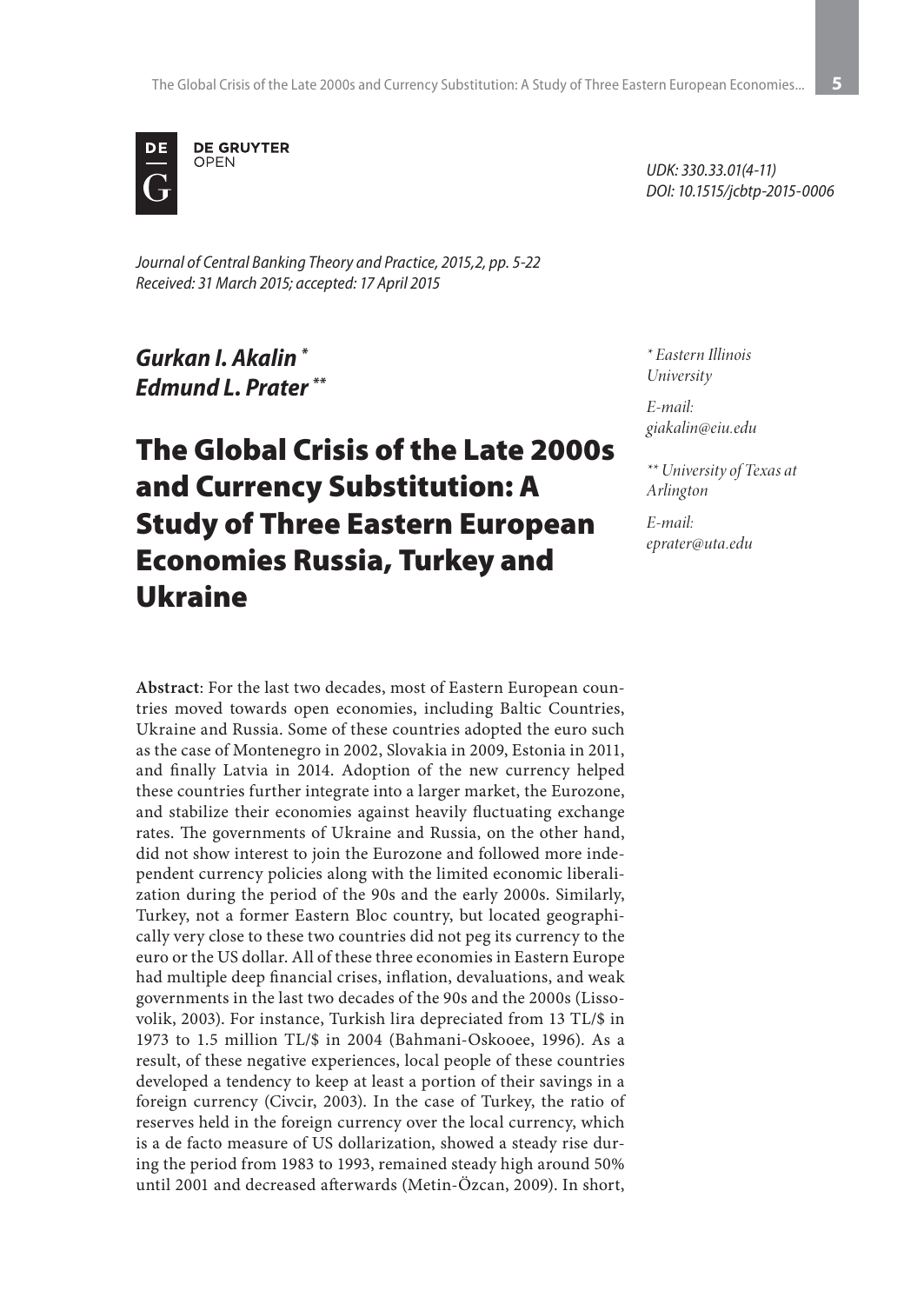DE GRUYTER OPEN

*UDK: 330.33.01(4-11)*
*DOI: 10.1515/jcbtp-2015-0006*

*Journal of Central Banking Theory and Practice, 2015,2, pp. 5-22*
*Received: 31 March 2015; accepted: 17 April 2015*

***Gurkan I. Akalin*** [*]
***Edmund L. Prater*** [**]

[*] *Eastern Illinois University*

*E-mail: giakalin@eiu.edu*

[**] *University of Texas at Arlington*

*E-mail: eprater@uta.edu*

# The Global Crisis of the Late 2000s and Currency Substitution: A Study of Three Eastern European Economies Russia, Turkey and Ukraine

**Abstract**: For the last two decades, most of Eastern European countries moved towards open economies, including Baltic Countries, Ukraine and Russia. Some of these countries adopted the euro such as the case of Montenegro in 2002, Slovakia in 2009, Estonia in 2011, and finally Latvia in 2014. Adoption of the new currency helped these countries further integrate into a larger market, the Eurozone, and stabilize their economies against heavily fluctuating exchange rates. The governments of Ukraine and Russia, on the other hand, did not show interest to join the Eurozone and followed more independent currency policies along with the limited economic liberalization during the period of the 90s and the early 2000s. Similarly, Turkey, not a former Eastern Bloc country, but located geographically very close to these two countries did not peg its currency to the euro or the US dollar. All of these three economies in Eastern Europe had multiple deep financial crises, inflation, devaluations, and weak governments in the last two decades of the 90s and the 2000s (Lissovolik, 2003). For instance, Turkish lira depreciated from 13 TL/$ in 1973 to 1.5 million TL/$ in 2004 (Bahmani-Oskooee, 1996). As a result, of these negative experiences, local people of these countries developed a tendency to keep at least a portion of their savings in a foreign currency (Civcir, 2003). In the case of Turkey, the ratio of reserves held in the foreign currency over the local currency, which is a de facto measure of US dollarization, showed a steady rise during the period from 1983 to 1993, remained steady high around 50% until 2001 and decreased afterwards (Metin-Özcan, 2009). In short,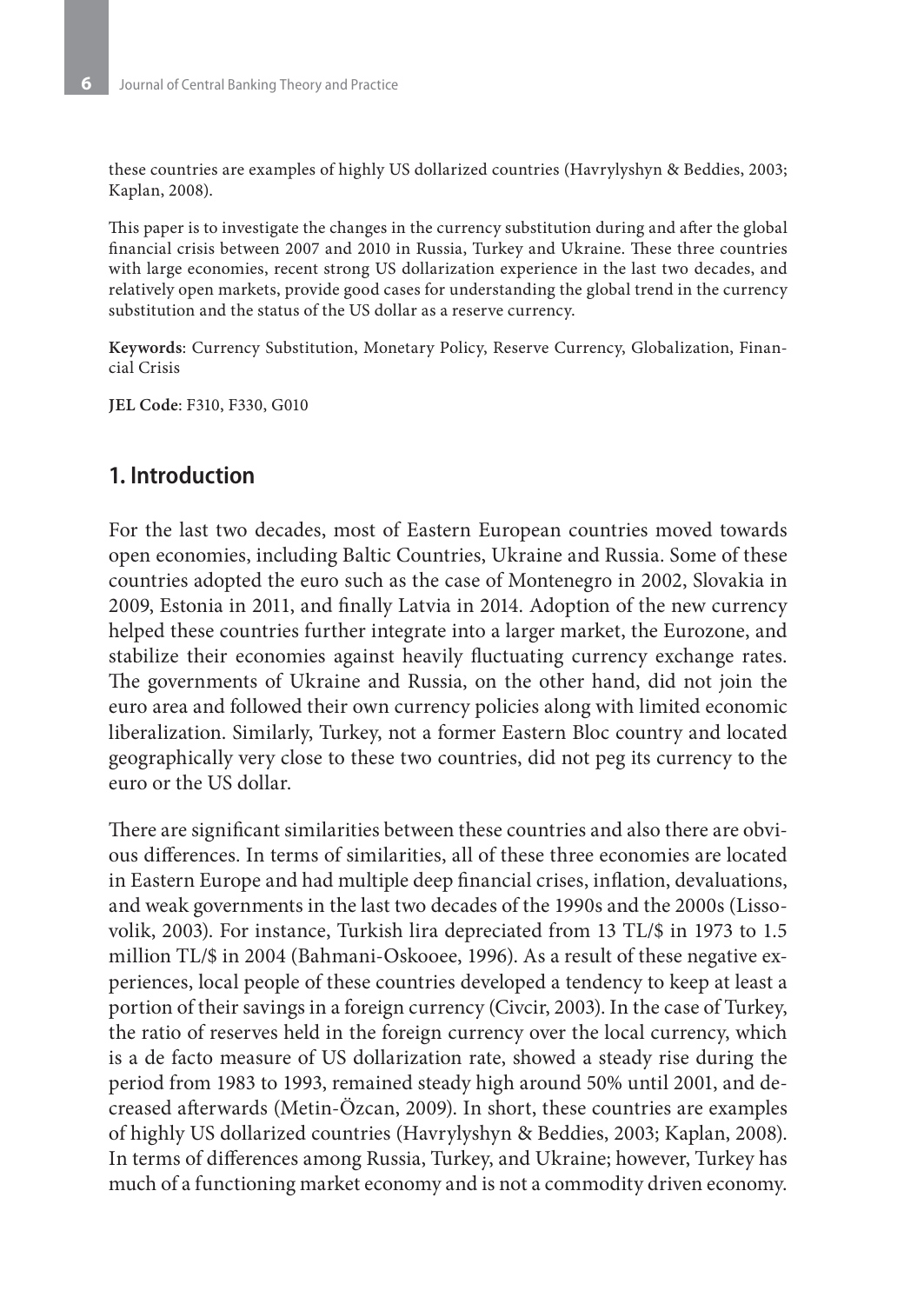these countries are examples of highly US dollarized countries (Havrylyshyn & Beddies, 2003; Kaplan, 2008).

This paper is to investigate the changes in the currency substitution during and after the global financial crisis between 2007 and 2010 in Russia, Turkey and Ukraine. These three countries with large economies, recent strong US dollarization experience in the last two decades, and relatively open markets, provide good cases for understanding the global trend in the currency substitution and the status of the US dollar as a reserve currency.

**Keywords**: Currency Substitution, Monetary Policy, Reserve Currency, Globalization, Financial Crisis

**JEL Code**: F310, F330, G010

## 1. Introduction

For the last two decades, most of Eastern European countries moved towards open economies, including Baltic Countries, Ukraine and Russia. Some of these countries adopted the euro such as the case of Montenegro in 2002, Slovakia in 2009, Estonia in 2011, and finally Latvia in 2014. Adoption of the new currency helped these countries further integrate into a larger market, the Eurozone, and stabilize their economies against heavily fluctuating currency exchange rates. The governments of Ukraine and Russia, on the other hand, did not join the euro area and followed their own currency policies along with limited economic liberalization. Similarly, Turkey, not a former Eastern Bloc country and located geographically very close to these two countries, did not peg its currency to the euro or the US dollar.

There are significant similarities between these countries and also there are obvious differences. In terms of similarities, all of these three economies are located in Eastern Europe and had multiple deep financial crises, inflation, devaluations, and weak governments in the last two decades of the 1990s and the 2000s (Lissovolik, 2003). For instance, Turkish lira depreciated from 13 TL/$ in 1973 to 1.5 million TL/$ in 2004 (Bahmani-Oskooee, 1996). As a result of these negative experiences, local people of these countries developed a tendency to keep at least a portion of their savings in a foreign currency (Civcir, 2003). In the case of Turkey, the ratio of reserves held in the foreign currency over the local currency, which is a de facto measure of US dollarization rate, showed a steady rise during the period from 1983 to 1993, remained steady high around 50% until 2001, and decreased afterwards (Metin-Özcan, 2009). In short, these countries are examples of highly US dollarized countries (Havrylyshyn & Beddies, 2003; Kaplan, 2008). In terms of differences among Russia, Turkey, and Ukraine; however, Turkey has much of a functioning market economy and is not a commodity driven economy.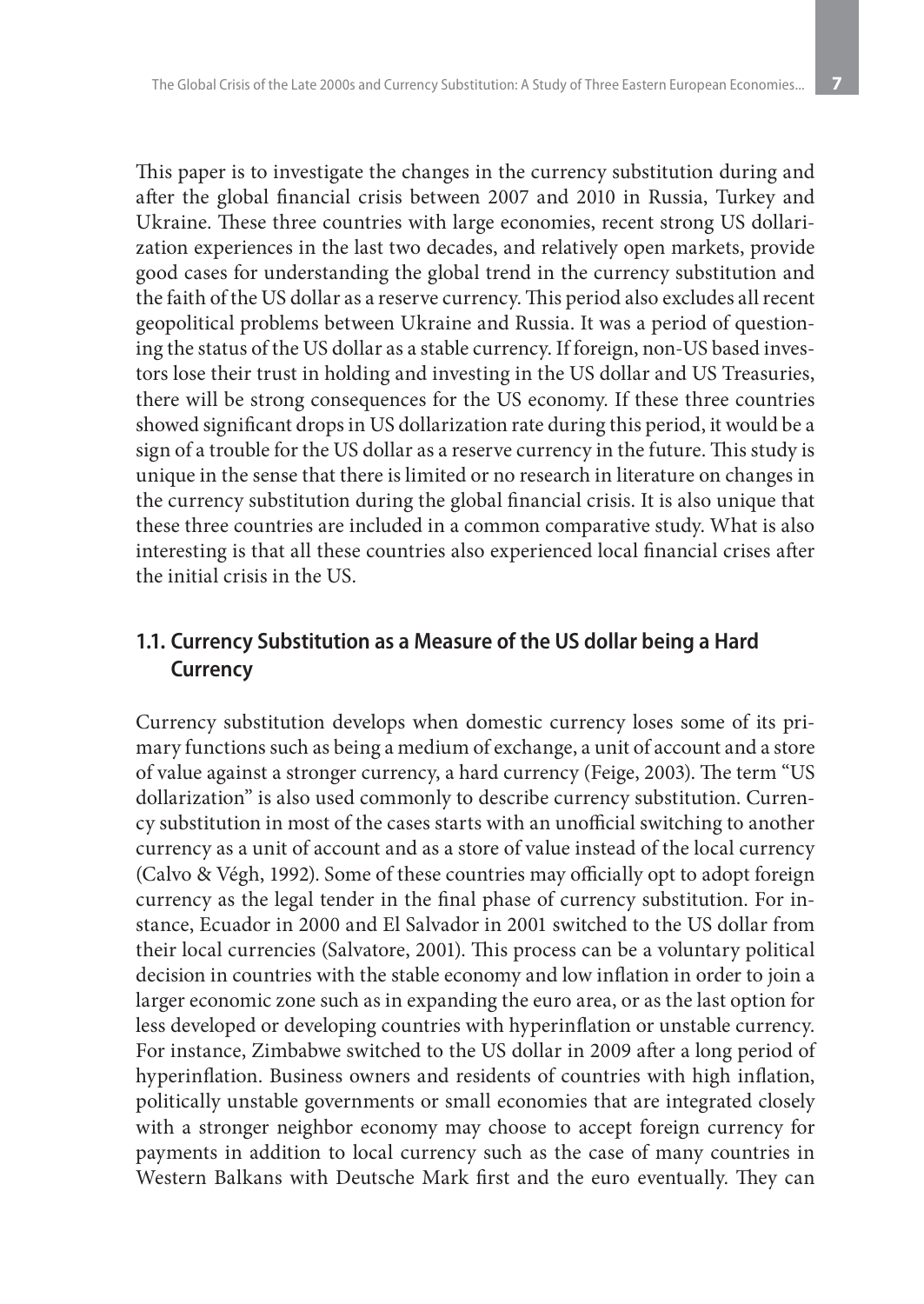This paper is to investigate the changes in the currency substitution during and after the global financial crisis between 2007 and 2010 in Russia, Turkey and Ukraine. These three countries with large economies, recent strong US dollarization experiences in the last two decades, and relatively open markets, provide good cases for understanding the global trend in the currency substitution and the faith of the US dollar as a reserve currency. This period also excludes all recent geopolitical problems between Ukraine and Russia. It was a period of questioning the status of the US dollar as a stable currency. If foreign, non-US based investors lose their trust in holding and investing in the US dollar and US Treasuries, there will be strong consequences for the US economy. If these three countries showed significant drops in US dollarization rate during this period, it would be a sign of a trouble for the US dollar as a reserve currency in the future. This study is unique in the sense that there is limited or no research in literature on changes in the currency substitution during the global financial crisis. It is also unique that these three countries are included in a common comparative study. What is also interesting is that all these countries also experienced local financial crises after the initial crisis in the US.

## 1.1. Currency Substitution as a Measure of the US dollar being a Hard Currency

Currency substitution develops when domestic currency loses some of its primary functions such as being a medium of exchange, a unit of account and a store of value against a stronger currency, a hard currency (Feige, 2003). The term "US dollarization" is also used commonly to describe currency substitution. Currency substitution in most of the cases starts with an unofficial switching to another currency as a unit of account and as a store of value instead of the local currency (Calvo & Végh, 1992). Some of these countries may officially opt to adopt foreign currency as the legal tender in the final phase of currency substitution. For instance, Ecuador in 2000 and El Salvador in 2001 switched to the US dollar from their local currencies (Salvatore, 2001). This process can be a voluntary political decision in countries with the stable economy and low inflation in order to join a larger economic zone such as in expanding the euro area, or as the last option for less developed or developing countries with hyperinflation or unstable currency. For instance, Zimbabwe switched to the US dollar in 2009 after a long period of hyperinflation. Business owners and residents of countries with high inflation, politically unstable governments or small economies that are integrated closely with a stronger neighbor economy may choose to accept foreign currency for payments in addition to local currency such as the case of many countries in Western Balkans with Deutsche Mark first and the euro eventually. They can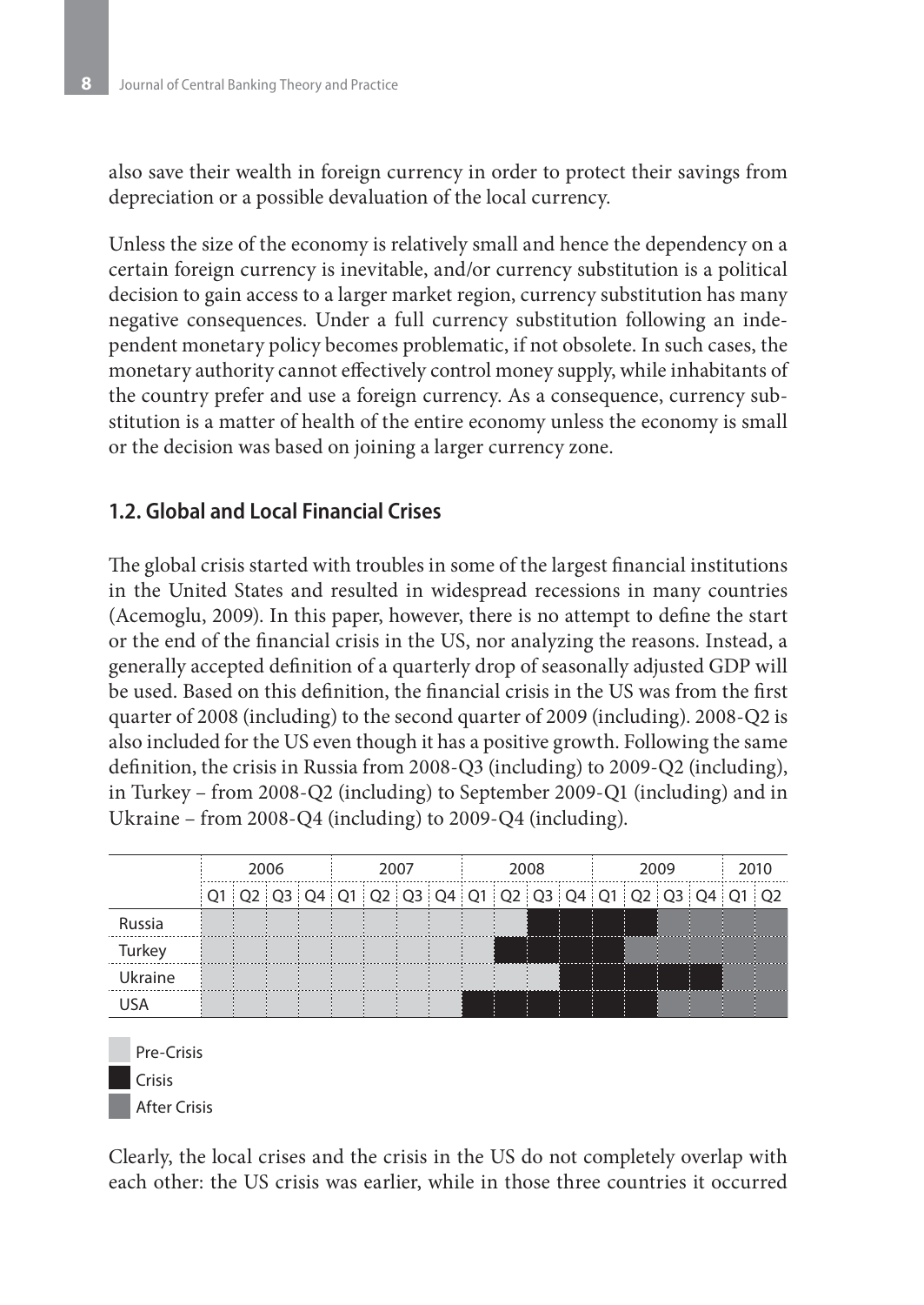also save their wealth in foreign currency in order to protect their savings from depreciation or a possible devaluation of the local currency.

Unless the size of the economy is relatively small and hence the dependency on a certain foreign currency is inevitable, and/or currency substitution is a political decision to gain access to a larger market region, currency substitution has many negative consequences. Under a full currency substitution following an independent monetary policy becomes problematic, if not obsolete. In such cases, the monetary authority cannot effectively control money supply, while inhabitants of the country prefer and use a foreign currency. As a consequence, currency substitution is a matter of health of the entire economy unless the economy is small or the decision was based on joining a larger currency zone.

### 1.2. Global and Local Financial Crises

The global crisis started with troubles in some of the largest financial institutions in the United States and resulted in widespread recessions in many countries (Acemoglu, 2009). In this paper, however, there is no attempt to define the start or the end of the financial crisis in the US, nor analyzing the reasons. Instead, a generally accepted definition of a quarterly drop of seasonally adjusted GDP will be used. Based on this definition, the financial crisis in the US was from the first quarter of 2008 (including) to the second quarter of 2009 (including). 2008-Q2 is also included for the US even though it has a positive growth. Following the same definition, the crisis in Russia from 2008-Q3 (including) to 2009-Q2 (including), in Turkey – from 2008-Q2 (including) to September 2009-Q1 (including) and in Ukraine – from 2008-Q4 (including) to 2009-Q4 (including).

| | 2006 | | | | 2007 | | | | 2008 | | | | 2009 | | | | 2010 | |
|---|---|---|---|---|---|---|---|---|---|---|---|---|---|---|---|---|---|---|
| | Q1 | Q2 | Q3 | Q4 | Q1 | Q2 | Q3 | Q4 | Q1 | Q2 | Q3 | Q4 | Q1 | Q2 | Q3 | Q4 | Q1 | Q2 |
| Russia | Pre-Crisis | Pre-Crisis | Pre-Crisis | Pre-Crisis | Pre-Crisis | Pre-Crisis | Pre-Crisis | Pre-Crisis | Pre-Crisis | Pre-Crisis | Crisis | Crisis | Crisis | Crisis | After Crisis | After Crisis | After Crisis | After Crisis |
| Turkey | Pre-Crisis | Pre-Crisis | Pre-Crisis | Pre-Crisis | Pre-Crisis | Pre-Crisis | Pre-Crisis | Pre-Crisis | Pre-Crisis | Crisis | Crisis | Crisis | Crisis | After Crisis | After Crisis | After Crisis | After Crisis | After Crisis |
| Ukraine | Pre-Crisis | Pre-Crisis | Pre-Crisis | Pre-Crisis | Pre-Crisis | Pre-Crisis | Pre-Crisis | Pre-Crisis | Pre-Crisis | Pre-Crisis | Pre-Crisis | Crisis | Crisis | Crisis | Crisis | Crisis | After Crisis | After Crisis |
| USA | Pre-Crisis | Pre-Crisis | Pre-Crisis | Pre-Crisis | Pre-Crisis | Pre-Crisis | Pre-Crisis | Pre-Crisis | Crisis | Crisis | Crisis | Crisis | Crisis | Crisis | After Crisis | After Crisis | After Crisis | After Crisis |

Pre-Crisis
Crisis
After Crisis

Clearly, the local crises and the crisis in the US do not completely overlap with each other: the US crisis was earlier, while in those three countries it occurred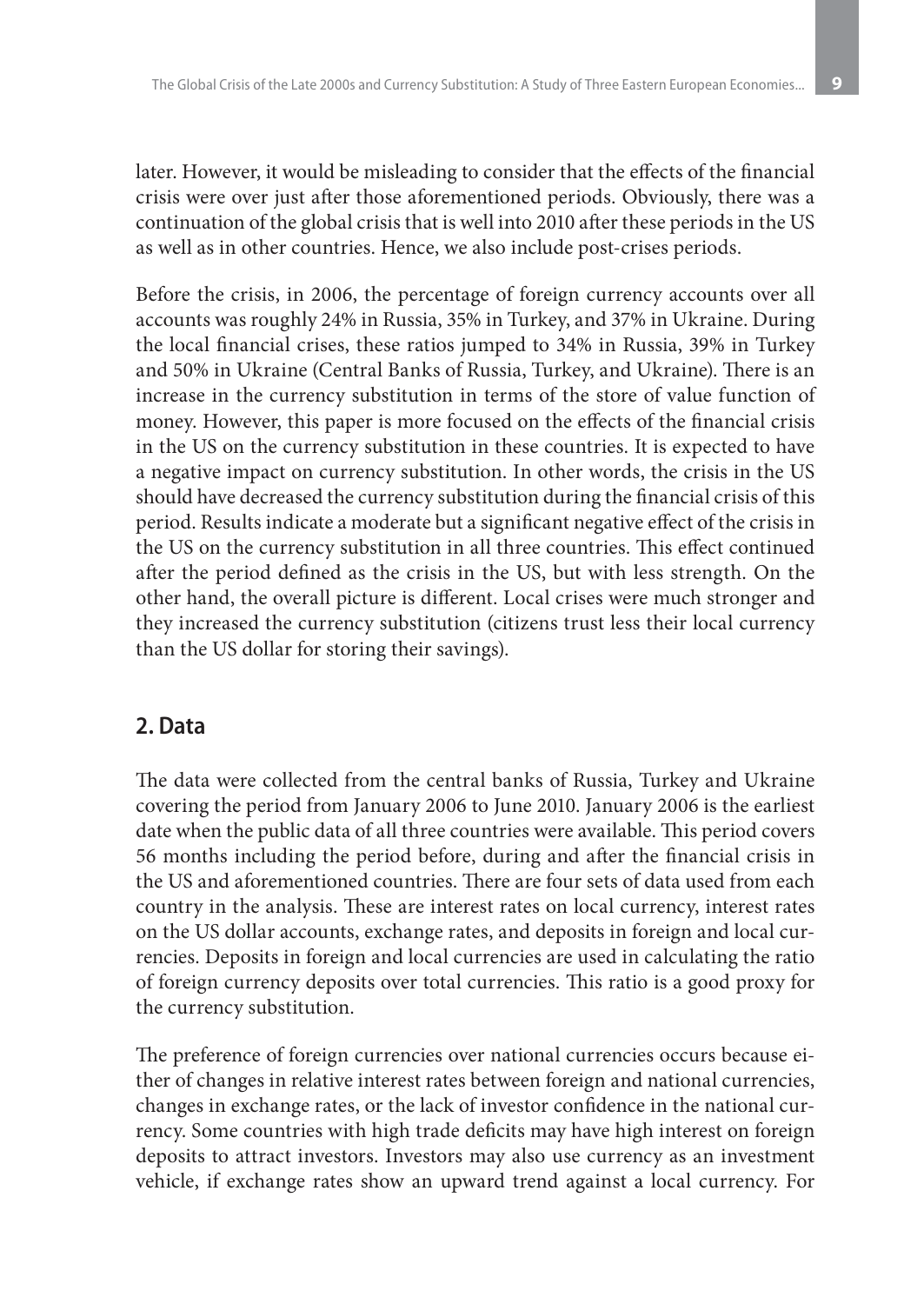later. However, it would be misleading to consider that the effects of the financial crisis were over just after those aforementioned periods. Obviously, there was a continuation of the global crisis that is well into 2010 after these periods in the US as well as in other countries. Hence, we also include post-crises periods.

Before the crisis, in 2006, the percentage of foreign currency accounts over all accounts was roughly 24% in Russia, 35% in Turkey, and 37% in Ukraine. During the local financial crises, these ratios jumped to 34% in Russia, 39% in Turkey and 50% in Ukraine (Central Banks of Russia, Turkey, and Ukraine). There is an increase in the currency substitution in terms of the store of value function of money. However, this paper is more focused on the effects of the financial crisis in the US on the currency substitution in these countries. It is expected to have a negative impact on currency substitution. In other words, the crisis in the US should have decreased the currency substitution during the financial crisis of this period. Results indicate a moderate but a significant negative effect of the crisis in the US on the currency substitution in all three countries. This effect continued after the period defined as the crisis in the US, but with less strength. On the other hand, the overall picture is different. Local crises were much stronger and they increased the currency substitution (citizens trust less their local currency than the US dollar for storing their savings).

## 2. Data

The data were collected from the central banks of Russia, Turkey and Ukraine covering the period from January 2006 to June 2010. January 2006 is the earliest date when the public data of all three countries were available. This period covers 56 months including the period before, during and after the financial crisis in the US and aforementioned countries. There are four sets of data used from each country in the analysis. These are interest rates on local currency, interest rates on the US dollar accounts, exchange rates, and deposits in foreign and local currencies. Deposits in foreign and local currencies are used in calculating the ratio of foreign currency deposits over total currencies. This ratio is a good proxy for the currency substitution.

The preference of foreign currencies over national currencies occurs because either of changes in relative interest rates between foreign and national currencies, changes in exchange rates, or the lack of investor confidence in the national currency. Some countries with high trade deficits may have high interest on foreign deposits to attract investors. Investors may also use currency as an investment vehicle, if exchange rates show an upward trend against a local currency. For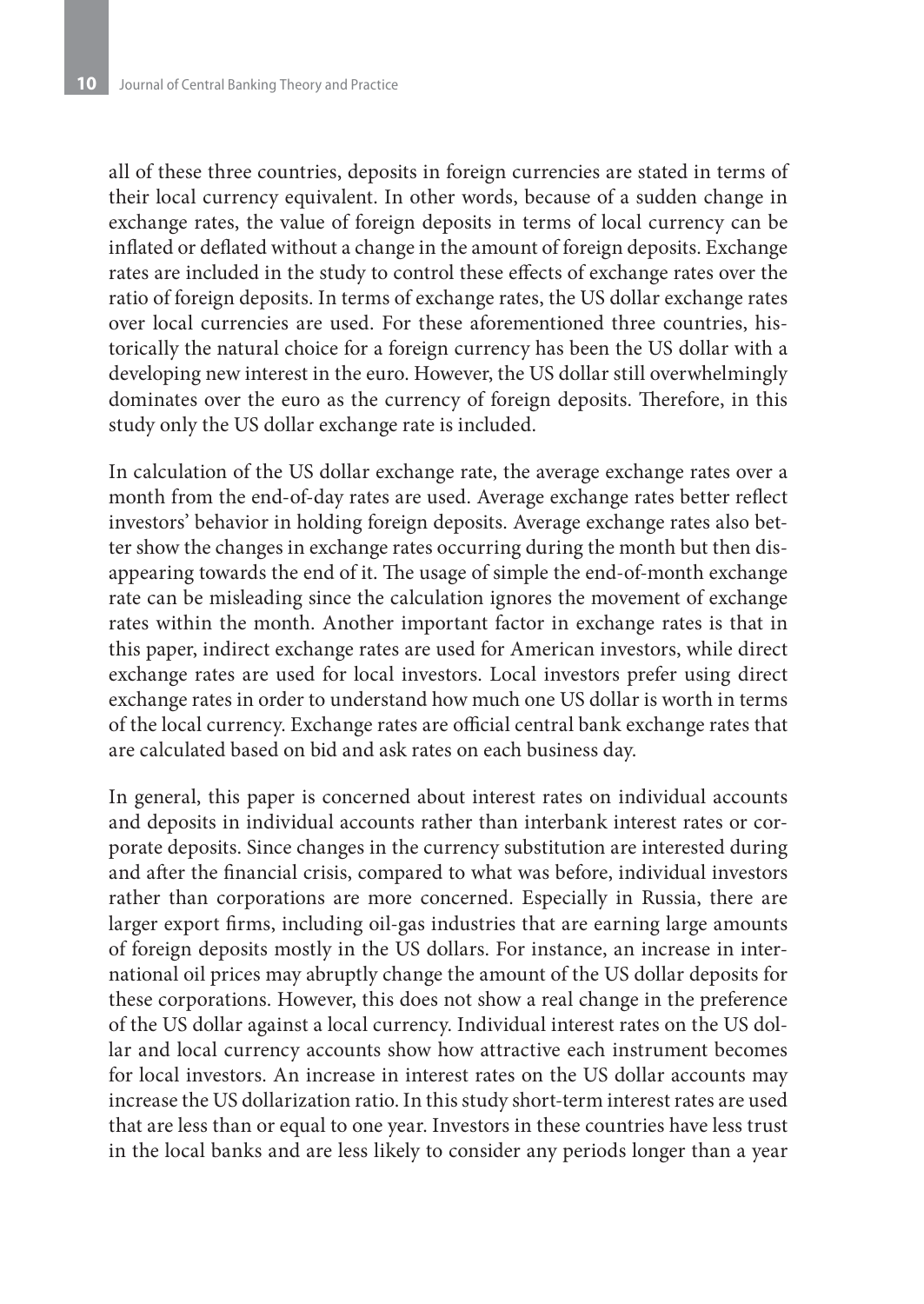all of these three countries, deposits in foreign currencies are stated in terms of their local currency equivalent. In other words, because of a sudden change in exchange rates, the value of foreign deposits in terms of local currency can be inflated or deflated without a change in the amount of foreign deposits. Exchange rates are included in the study to control these effects of exchange rates over the ratio of foreign deposits. In terms of exchange rates, the US dollar exchange rates over local currencies are used. For these aforementioned three countries, historically the natural choice for a foreign currency has been the US dollar with a developing new interest in the euro. However, the US dollar still overwhelmingly dominates over the euro as the currency of foreign deposits. Therefore, in this study only the US dollar exchange rate is included.

In calculation of the US dollar exchange rate, the average exchange rates over a month from the end-of-day rates are used. Average exchange rates better reflect investors' behavior in holding foreign deposits. Average exchange rates also better show the changes in exchange rates occurring during the month but then disappearing towards the end of it. The usage of simple the end-of-month exchange rate can be misleading since the calculation ignores the movement of exchange rates within the month. Another important factor in exchange rates is that in this paper, indirect exchange rates are used for American investors, while direct exchange rates are used for local investors. Local investors prefer using direct exchange rates in order to understand how much one US dollar is worth in terms of the local currency. Exchange rates are official central bank exchange rates that are calculated based on bid and ask rates on each business day.

In general, this paper is concerned about interest rates on individual accounts and deposits in individual accounts rather than interbank interest rates or corporate deposits. Since changes in the currency substitution are interested during and after the financial crisis, compared to what was before, individual investors rather than corporations are more concerned. Especially in Russia, there are larger export firms, including oil-gas industries that are earning large amounts of foreign deposits mostly in the US dollars. For instance, an increase in international oil prices may abruptly change the amount of the US dollar deposits for these corporations. However, this does not show a real change in the preference of the US dollar against a local currency. Individual interest rates on the US dollar and local currency accounts show how attractive each instrument becomes for local investors. An increase in interest rates on the US dollar accounts may increase the US dollarization ratio. In this study short-term interest rates are used that are less than or equal to one year. Investors in these countries have less trust in the local banks and are less likely to consider any periods longer than a year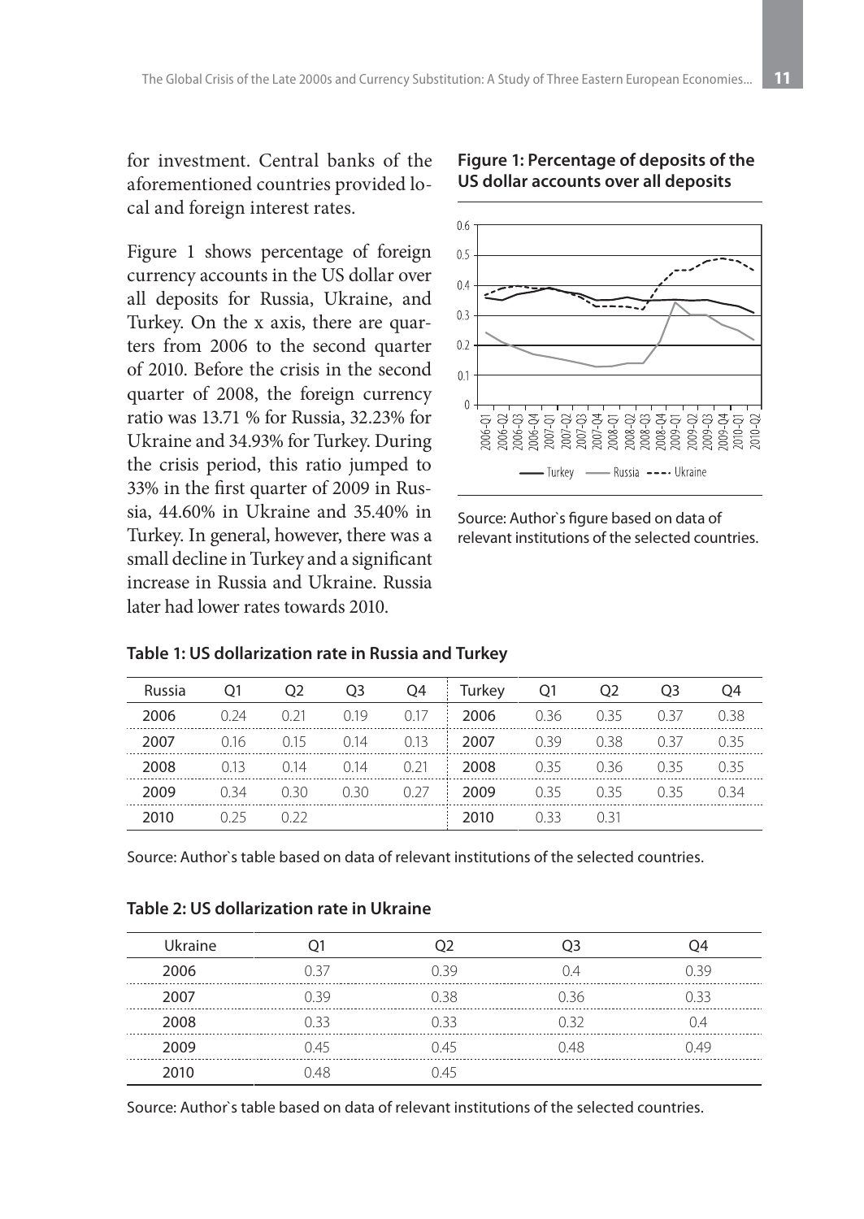for investment. Central banks of the aforementioned countries provided local and foreign interest rates.

Figure 1 shows percentage of foreign currency accounts in the US dollar over all deposits for Russia, Ukraine, and Turkey. On the x axis, there are quarters from 2006 to the second quarter of 2010. Before the crisis in the second quarter of 2008, the foreign currency ratio was 13.71 % for Russia, 32.23% for Ukraine and 34.93% for Turkey. During the crisis period, this ratio jumped to 33% in the first quarter of 2009 in Russia, 44.60% in Ukraine and 35.40% in Turkey. In general, however, there was a small decline in Turkey and a significant increase in Russia and Ukraine. Russia later had lower rates towards 2010.

**Figure 1: Percentage of deposits of the US dollar accounts over all deposits**

Source: Author`s figure based on data of relevant institutions of the selected countries.

**Table 1: US dollarization rate in Russia and Turkey**

| Russia | Q1 | Q2 | Q3 | Q4 | Turkey | Q1 | Q2 | Q3 | Q4 |
|---|---|---|---|---|---|---|---|---|---|
| 2006 | 0.24 | 0.21 | 0.19 | 0.17 | 2006 | 0.36 | 0.35 | 0.37 | 0.38 |
| 2007 | 0.16 | 0.15 | 0.14 | 0.13 | 2007 | 0.39 | 0.38 | 0.37 | 0.35 |
| 2008 | 0.13 | 0.14 | 0.14 | 0.21 | 2008 | 0.35 | 0.36 | 0.35 | 0.35 |
| 2009 | 0.34 | 0.30 | 0.30 | 0.27 | 2009 | 0.35 | 0.35 | 0.35 | 0.34 |
| 2010 | 0.25 | 0.22 | | | 2010 | 0.33 | 0.31 | | |

Source: Author`s table based on data of relevant institutions of the selected countries.

**Table 2: US dollarization rate in Ukraine**

| Ukraine | Q1 | Q2 | Q3 | Q4 |
|---|---|---|---|---|
| 2006 | 0.37 | 0.39 | 0.4 | 0.39 |
| 2007 | 0.39 | 0.38 | 0.36 | 0.33 |
| 2008 | 0.33 | 0.33 | 0.32 | 0.4 |
| 2009 | 0.45 | 0.45 | 0.48 | 0.49 |
| 2010 | 0.48 | 0.45 | | |

Source: Author`s table based on data of relevant institutions of the selected countries.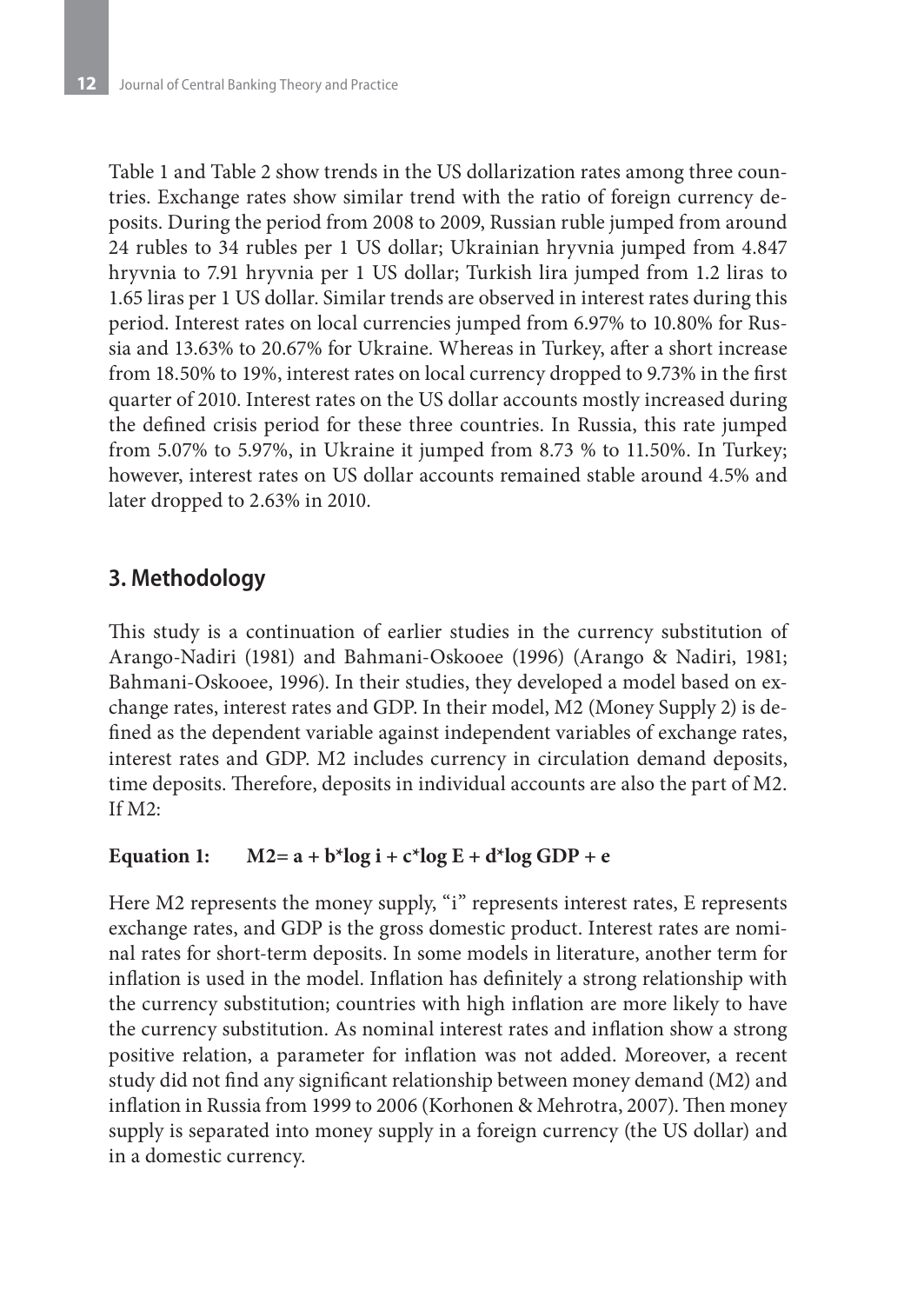Table 1 and Table 2 show trends in the US dollarization rates among three countries. Exchange rates show similar trend with the ratio of foreign currency deposits. During the period from 2008 to 2009, Russian ruble jumped from around 24 rubles to 34 rubles per 1 US dollar; Ukrainian hryvnia jumped from 4.847 hryvnia to 7.91 hryvnia per 1 US dollar; Turkish lira jumped from 1.2 liras to 1.65 liras per 1 US dollar. Similar trends are observed in interest rates during this period. Interest rates on local currencies jumped from 6.97% to 10.80% for Russia and 13.63% to 20.67% for Ukraine. Whereas in Turkey, after a short increase from 18.50% to 19%, interest rates on local currency dropped to 9.73% in the first quarter of 2010. Interest rates on the US dollar accounts mostly increased during the defined crisis period for these three countries. In Russia, this rate jumped from 5.07% to 5.97%, in Ukraine it jumped from 8.73 % to 11.50%. In Turkey; however, interest rates on US dollar accounts remained stable around 4.5% and later dropped to 2.63% in 2010.

## 3. Methodology

This study is a continuation of earlier studies in the currency substitution of Arango-Nadiri (1981) and Bahmani-Oskooee (1996) (Arango & Nadiri, 1981; Bahmani-Oskooee, 1996). In their studies, they developed a model based on exchange rates, interest rates and GDP. In their model, M2 (Money Supply 2) is defined as the dependent variable against independent variables of exchange rates, interest rates and GDP. M2 includes currency in circulation demand deposits, time deposits. Therefore, deposits in individual accounts are also the part of M2. If M2:

**Equation 1:** $$M2 = a + b^{*}\log i + c^{*}\log E + d^{*}\log GDP + e$$

Here M2 represents the money supply, "i" represents interest rates, E represents exchange rates, and GDP is the gross domestic product. Interest rates are nominal rates for short-term deposits. In some models in literature, another term for inflation is used in the model. Inflation has definitely a strong relationship with the currency substitution; countries with high inflation are more likely to have the currency substitution. As nominal interest rates and inflation show a strong positive relation, a parameter for inflation was not added. Moreover, a recent study did not find any significant relationship between money demand (M2) and inflation in Russia from 1999 to 2006 (Korhonen & Mehrotra, 2007). Then money supply is separated into money supply in a foreign currency (the US dollar) and in a domestic currency.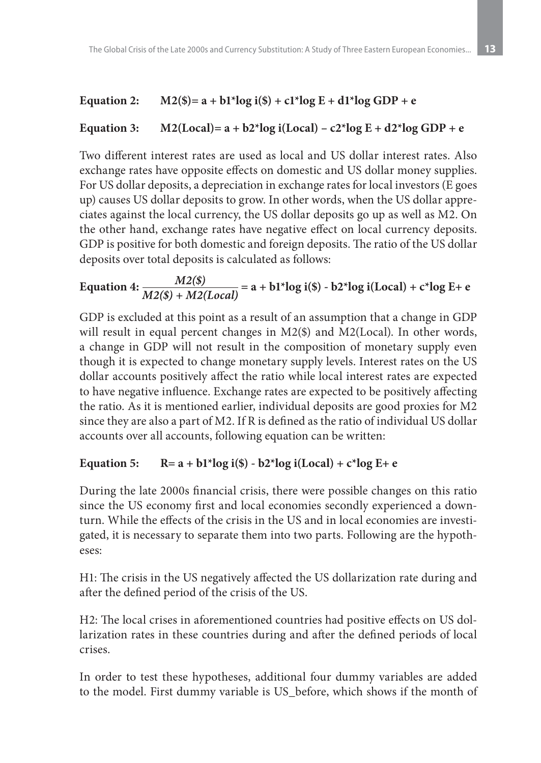**Equation 2:** $$M2(\$) = a + b1*\log i(\$) + c1*\log E + d1*\log GDP + e$$

**Equation 3:** $$M2(Local) = a + b2*\log i(Local) - c2*\log E + d2*\log GDP + e$$

Two different interest rates are used as local and US dollar interest rates. Also exchange rates have opposite effects on domestic and US dollar money supplies. For US dollar deposits, a depreciation in exchange rates for local investors (E goes up) causes US dollar deposits to grow. In other words, when the US dollar appreciates against the local currency, the US dollar deposits go up as well as M2. On the other hand, exchange rates have negative effect on local currency deposits. GDP is positive for both domestic and foreign deposits. The ratio of the US dollar deposits over total deposits is calculated as follows:

**Equation 4:** $$\frac{M2(\$)}{M2(\$) + M2(Local)} = a + b1*\log i(\$) - b2*\log i(Local) + c*\log E + e$$

GDP is excluded at this point as a result of an assumption that a change in GDP will result in equal percent changes in M2($) and M2(Local). In other words, a change in GDP will not result in the composition of monetary supply even though it is expected to change monetary supply levels. Interest rates on the US dollar accounts positively affect the ratio while local interest rates are expected to have negative influence. Exchange rates are expected to be positively affecting the ratio. As it is mentioned earlier, individual deposits are good proxies for M2 since they are also a part of M2. If R is defined as the ratio of individual US dollar accounts over all accounts, following equation can be written:

**Equation 5:** $$R = a + b1*\log i(\$) - b2*\log i(Local) + c*\log E + e$$

During the late 2000s financial crisis, there were possible changes on this ratio since the US economy first and local economies secondly experienced a downturn. While the effects of the crisis in the US and in local economies are investigated, it is necessary to separate them into two parts. Following are the hypotheses:

H1: The crisis in the US negatively affected the US dollarization rate during and after the defined period of the crisis of the US.

H2: The local crises in aforementioned countries had positive effects on US dollarization rates in these countries during and after the defined periods of local crises.

In order to test these hypotheses, additional four dummy variables are added to the model. First dummy variable is US_before, which shows if the month of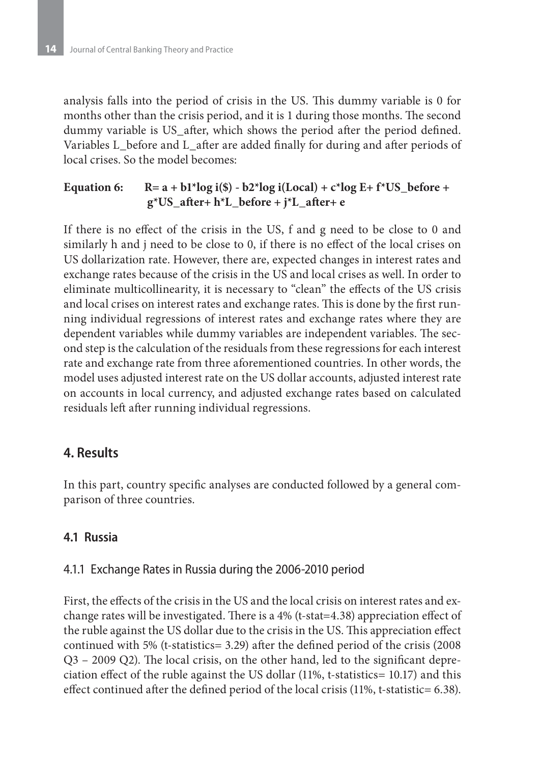analysis falls into the period of crisis in the US. This dummy variable is 0 for months other than the crisis period, and it is 1 during those months. The second dummy variable is US_after, which shows the period after the period defined. Variables L_before and L_after are added finally for during and after periods of local crises. So the model becomes:

**Equation 6:** $$R = a + b1 \cdot \log i(\$) - b2 \cdot \log i(Local) + c \cdot \log E + f \cdot US\_before + g \cdot US\_after + h \cdot L\_before + j \cdot L\_after + e$$

If there is no effect of the crisis in the US, f and g need to be close to 0 and similarly h and j need to be close to 0, if there is no effect of the local crises on US dollarization rate. However, there are, expected changes in interest rates and exchange rates because of the crisis in the US and local crises as well. In order to eliminate multicollinearity, it is necessary to "clean" the effects of the US crisis and local crises on interest rates and exchange rates. This is done by the first running individual regressions of interest rates and exchange rates where they are dependent variables while dummy variables are independent variables. The second step is the calculation of the residuals from these regressions for each interest rate and exchange rate from three aforementioned countries. In other words, the model uses adjusted interest rate on the US dollar accounts, adjusted interest rate on accounts in local currency, and adjusted exchange rates based on calculated residuals left after running individual regressions.

## 4. Results

In this part, country specific analyses are conducted followed by a general comparison of three countries.

### 4.1 Russia

#### 4.1.1 Exchange Rates in Russia during the 2006-2010 period

First, the effects of the crisis in the US and the local crisis on interest rates and exchange rates will be investigated. There is a 4% (t-stat=4.38) appreciation effect of the ruble against the US dollar due to the crisis in the US. This appreciation effect continued with 5% (t-statistics= 3.29) after the defined period of the crisis (2008 Q3 – 2009 Q2). The local crisis, on the other hand, led to the significant depreciation effect of the ruble against the US dollar (11%, t-statistics= 10.17) and this effect continued after the defined period of the local crisis (11%, t-statistic= 6.38).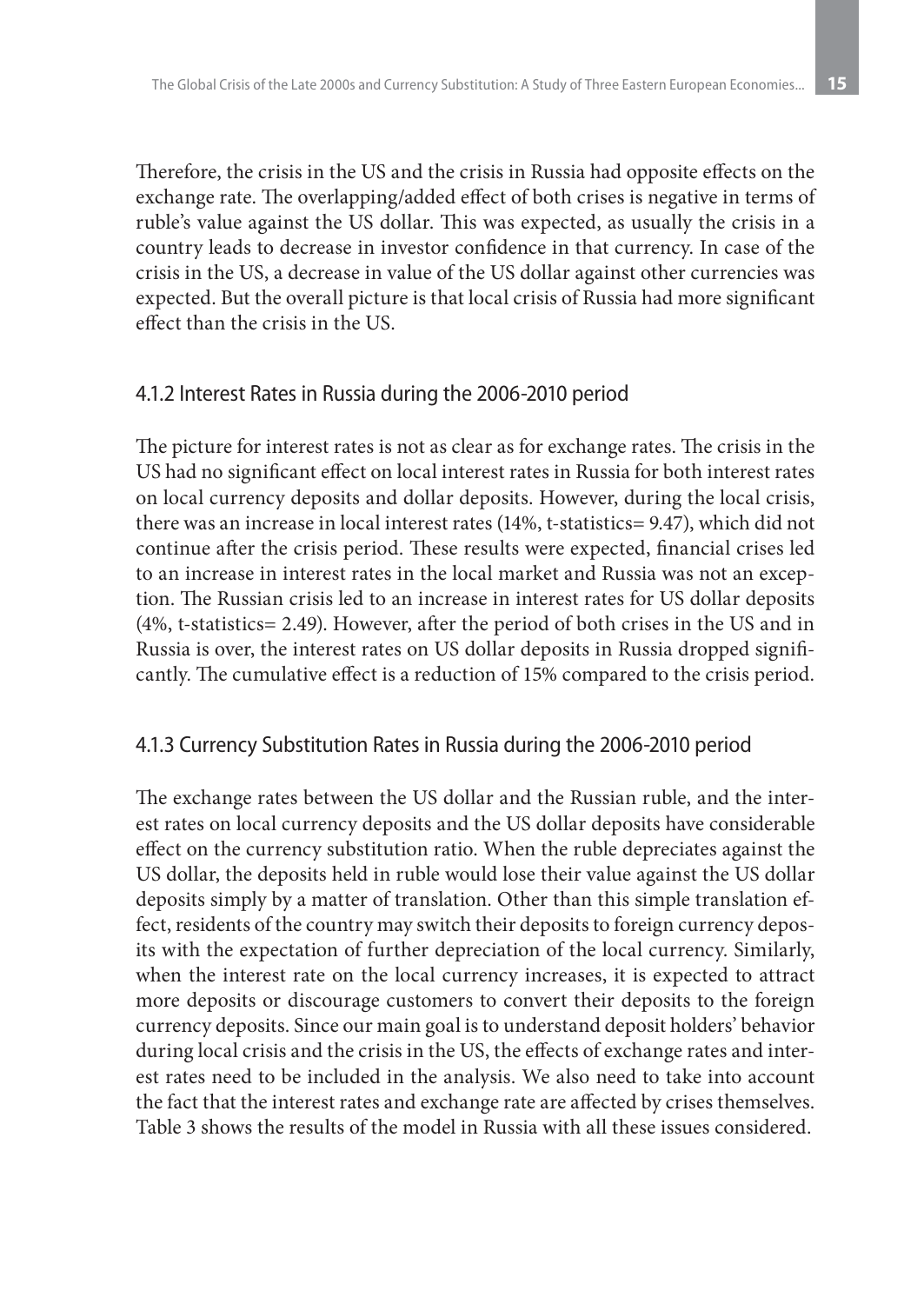Therefore, the crisis in the US and the crisis in Russia had opposite effects on the exchange rate. The overlapping/added effect of both crises is negative in terms of ruble's value against the US dollar. This was expected, as usually the crisis in a country leads to decrease in investor confidence in that currency. In case of the crisis in the US, a decrease in value of the US dollar against other currencies was expected. But the overall picture is that local crisis of Russia had more significant effect than the crisis in the US.

### 4.1.2 Interest Rates in Russia during the 2006-2010 period

The picture for interest rates is not as clear as for exchange rates. The crisis in the US had no significant effect on local interest rates in Russia for both interest rates on local currency deposits and dollar deposits. However, during the local crisis, there was an increase in local interest rates (14%, t-statistics= 9.47), which did not continue after the crisis period. These results were expected, financial crises led to an increase in interest rates in the local market and Russia was not an exception. The Russian crisis led to an increase in interest rates for US dollar deposits (4%, t-statistics= 2.49). However, after the period of both crises in the US and in Russia is over, the interest rates on US dollar deposits in Russia dropped significantly. The cumulative effect is a reduction of 15% compared to the crisis period.

### 4.1.3 Currency Substitution Rates in Russia during the 2006-2010 period

The exchange rates between the US dollar and the Russian ruble, and the interest rates on local currency deposits and the US dollar deposits have considerable effect on the currency substitution ratio. When the ruble depreciates against the US dollar, the deposits held in ruble would lose their value against the US dollar deposits simply by a matter of translation. Other than this simple translation effect, residents of the country may switch their deposits to foreign currency deposits with the expectation of further depreciation of the local currency. Similarly, when the interest rate on the local currency increases, it is expected to attract more deposits or discourage customers to convert their deposits to the foreign currency deposits. Since our main goal is to understand deposit holders' behavior during local crisis and the crisis in the US, the effects of exchange rates and interest rates need to be included in the analysis. We also need to take into account the fact that the interest rates and exchange rate are affected by crises themselves. Table 3 shows the results of the model in Russia with all these issues considered.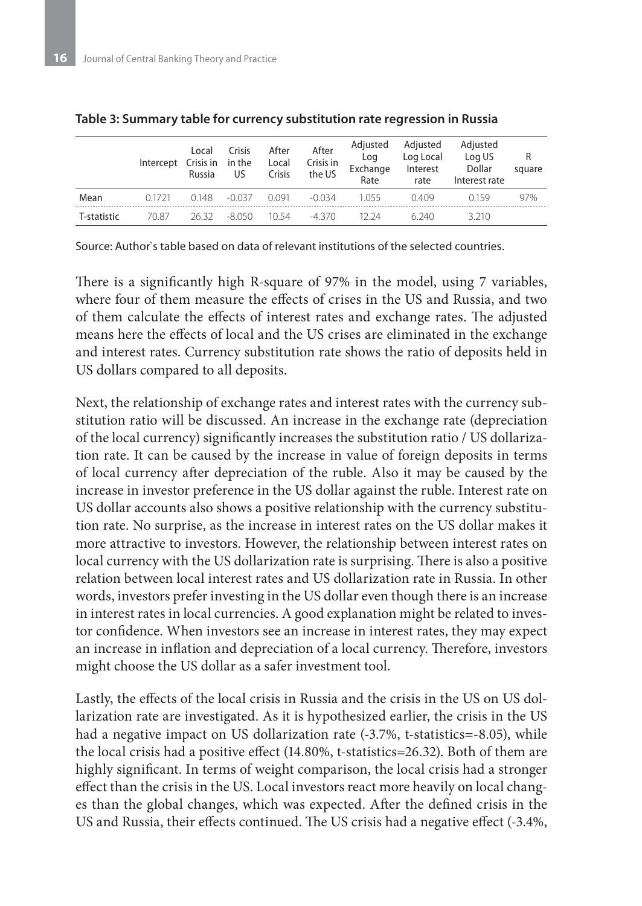**Table 3: Summary table for currency substitution rate regression in Russia**

| | Intercept | Local Crisis in Russia | Crisis in the US | After Local Crisis | After Crisis in the US | Adjusted Log Exchange Rate | Adjusted Log Local Interest rate | Adjusted Log US Dollar Interest rate | R square |
|---|---|---|---|---|---|---|---|---|---|
| Mean | 0.1721 | 0.148 | -0.037 | 0.091 | -0.034 | 1.055 | 0.409 | 0.159 | 97% |
| T-statistic | 70.87 | 26.32 | -8.050 | 10.54 | -4.370 | 12.24 | 6.240 | 3.210 | |

Source: Author`s table based on data of relevant institutions of the selected countries.

There is a significantly high R-square of 97% in the model, using 7 variables, where four of them measure the effects of crises in the US and Russia, and two of them calculate the effects of interest rates and exchange rates. The adjusted means here the effects of local and the US crises are eliminated in the exchange and interest rates. Currency substitution rate shows the ratio of deposits held in US dollars compared to all deposits.

Next, the relationship of exchange rates and interest rates with the currency substitution ratio will be discussed. An increase in the exchange rate (depreciation of the local currency) significantly increases the substitution ratio / US dollarization rate. It can be caused by the increase in value of foreign deposits in terms of local currency after depreciation of the ruble. Also it may be caused by the increase in investor preference in the US dollar against the ruble. Interest rate on US dollar accounts also shows a positive relationship with the currency substitution rate. No surprise, as the increase in interest rates on the US dollar makes it more attractive to investors. However, the relationship between interest rates on local currency with the US dollarization rate is surprising. There is also a positive relation between local interest rates and US dollarization rate in Russia. In other words, investors prefer investing in the US dollar even though there is an increase in interest rates in local currencies. A good explanation might be related to investor confidence. When investors see an increase in interest rates, they may expect an increase in inflation and depreciation of a local currency. Therefore, investors might choose the US dollar as a safer investment tool.

Lastly, the effects of the local crisis in Russia and the crisis in the US on US dollarization rate are investigated. As it is hypothesized earlier, the crisis in the US had a negative impact on US dollarization rate (-3.7%, t-statistics=-8.05), while the local crisis had a positive effect (14.80%, t-statistics=26.32). Both of them are highly significant. In terms of weight comparison, the local crisis had a stronger effect than the crisis in the US. Local investors react more heavily on local changes than the global changes, which was expected. After the defined crisis in the US and Russia, their effects continued. The US crisis had a negative effect (-3.4%,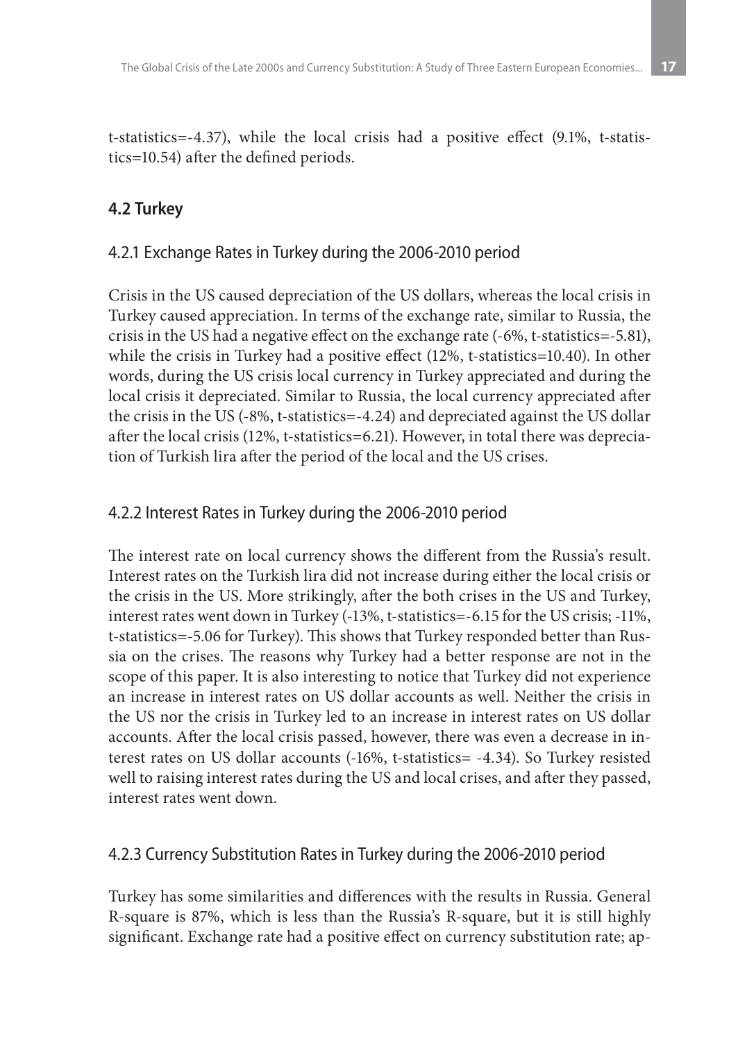t-statistics=-4.37), while the local crisis had a positive effect (9.1%, t-statistics=10.54) after the defined periods.

## 4.2 Turkey

### 4.2.1 Exchange Rates in Turkey during the 2006-2010 period

Crisis in the US caused depreciation of the US dollars, whereas the local crisis in Turkey caused appreciation. In terms of the exchange rate, similar to Russia, the crisis in the US had a negative effect on the exchange rate (-6%, t-statistics=-5.81), while the crisis in Turkey had a positive effect (12%, t-statistics=10.40). In other words, during the US crisis local currency in Turkey appreciated and during the local crisis it depreciated. Similar to Russia, the local currency appreciated after the crisis in the US (-8%, t-statistics=-4.24) and depreciated against the US dollar after the local crisis (12%, t-statistics=6.21). However, in total there was depreciation of Turkish lira after the period of the local and the US crises.

### 4.2.2 Interest Rates in Turkey during the 2006-2010 period

The interest rate on local currency shows the different from the Russia's result. Interest rates on the Turkish lira did not increase during either the local crisis or the crisis in the US. More strikingly, after the both crises in the US and Turkey, interest rates went down in Turkey (-13%, t-statistics=-6.15 for the US crisis; -11%, t-statistics=-5.06 for Turkey). This shows that Turkey responded better than Russia on the crises. The reasons why Turkey had a better response are not in the scope of this paper. It is also interesting to notice that Turkey did not experience an increase in interest rates on US dollar accounts as well. Neither the crisis in the US nor the crisis in Turkey led to an increase in interest rates on US dollar accounts. After the local crisis passed, however, there was even a decrease in interest rates on US dollar accounts (-16%, t-statistics= -4.34). So Turkey resisted well to raising interest rates during the US and local crises, and after they passed, interest rates went down.

### 4.2.3 Currency Substitution Rates in Turkey during the 2006-2010 period

Turkey has some similarities and differences with the results in Russia. General R-square is 87%, which is less than the Russia's R-square, but it is still highly significant. Exchange rate had a positive effect on currency substitution rate; ap-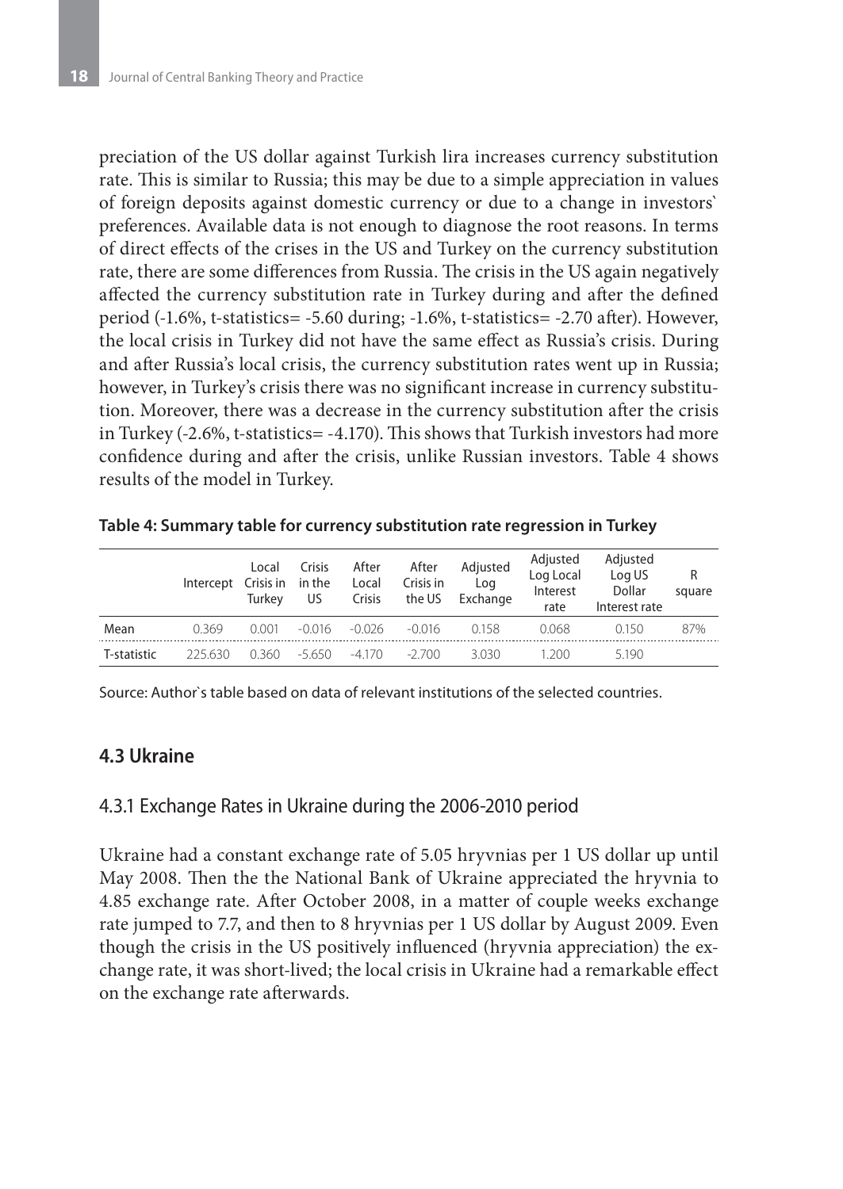preciation of the US dollar against Turkish lira increases currency substitution rate. This is similar to Russia; this may be due to a simple appreciation in values of foreign deposits against domestic currency or due to a change in investors` preferences. Available data is not enough to diagnose the root reasons. In terms of direct effects of the crises in the US and Turkey on the currency substitution rate, there are some differences from Russia. The crisis in the US again negatively affected the currency substitution rate in Turkey during and after the defined period (-1.6%, t-statistics= -5.60 during; -1.6%, t-statistics= -2.70 after). However, the local crisis in Turkey did not have the same effect as Russia's crisis. During and after Russia's local crisis, the currency substitution rates went up in Russia; however, in Turkey's crisis there was no significant increase in currency substitution. Moreover, there was a decrease in the currency substitution after the crisis in Turkey (-2.6%, t-statistics= -4.170). This shows that Turkish investors had more confidence during and after the crisis, unlike Russian investors. Table 4 shows results of the model in Turkey.

**Table 4: Summary table for currency substitution rate regression in Turkey**

| | Intercept | Local Crisis in Turkey | Crisis in the US | After Local Crisis | After Crisis in the US | Adjusted Log Exchange | Adjusted Log Local Interest rate | Adjusted Log US Dollar Interest rate | R square |
|---|---|---|---|---|---|---|---|---|---|
| Mean | 0.369 | 0.001 | -0.016 | -0.026 | -0.016 | 0.158 | 0.068 | 0.150 | 87% |
| T-statistic | 225.630 | 0.360 | -5.650 | -4.170 | -2.700 | 3.030 | 1.200 | 5.190 | |

Source: Author`s table based on data of relevant institutions of the selected countries.

### 4.3 Ukraine

#### 4.3.1 Exchange Rates in Ukraine during the 2006-2010 period

Ukraine had a constant exchange rate of 5.05 hryvnias per 1 US dollar up until May 2008. Then the the National Bank of Ukraine appreciated the hryvnia to 4.85 exchange rate. After October 2008, in a matter of couple weeks exchange rate jumped to 7.7, and then to 8 hryvnias per 1 US dollar by August 2009. Even though the crisis in the US positively influenced (hryvnia appreciation) the exchange rate, it was short-lived; the local crisis in Ukraine had a remarkable effect on the exchange rate afterwards.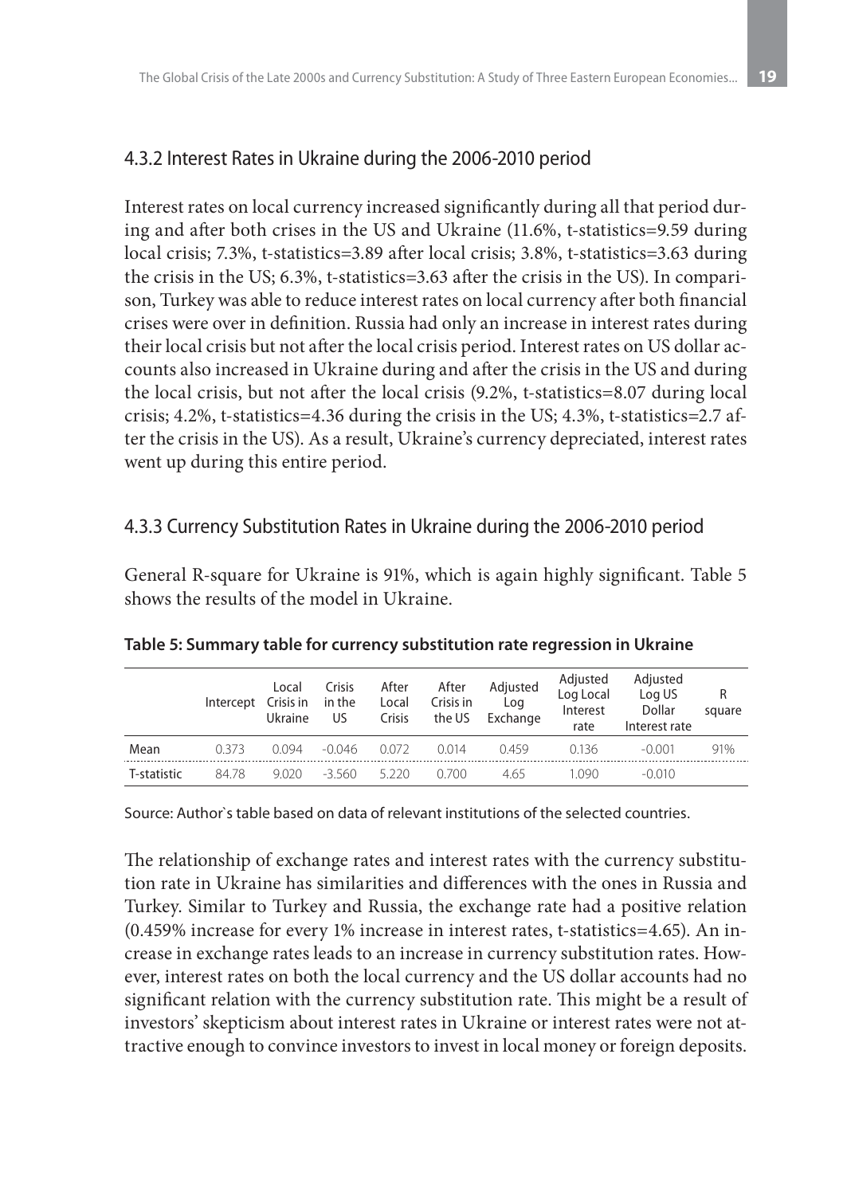### 4.3.2 Interest Rates in Ukraine during the 2006-2010 period

Interest rates on local currency increased significantly during all that period during and after both crises in the US and Ukraine (11.6%, t-statistics=9.59 during local crisis; 7.3%, t-statistics=3.89 after local crisis; 3.8%, t-statistics=3.63 during the crisis in the US; 6.3%, t-statistics=3.63 after the crisis in the US). In comparison, Turkey was able to reduce interest rates on local currency after both financial crises were over in definition. Russia had only an increase in interest rates during their local crisis but not after the local crisis period. Interest rates on US dollar accounts also increased in Ukraine during and after the crisis in the US and during the local crisis, but not after the local crisis (9.2%, t-statistics=8.07 during local crisis; 4.2%, t-statistics=4.36 during the crisis in the US; 4.3%, t-statistics=2.7 after the crisis in the US). As a result, Ukraine's currency depreciated, interest rates went up during this entire period.

### 4.3.3 Currency Substitution Rates in Ukraine during the 2006-2010 period

General R-square for Ukraine is 91%, which is again highly significant. Table 5 shows the results of the model in Ukraine.

**Table 5: Summary table for currency substitution rate regression in Ukraine**

| | Intercept | Local Crisis in Ukraine | Crisis in the US | After Local Crisis | After Crisis in the US | Adjusted Log Exchange | Adjusted Log Local Interest rate | Adjusted Log US Dollar Interest rate | R square |
|---|---|---|---|---|---|---|---|---|---|
| Mean | 0.373 | 0.094 | -0.046 | 0.072 | 0.014 | 0.459 | 0.136 | -0.001 | 91% |
| T-statistic | 84.78 | 9.020 | -3.560 | 5.220 | 0.700 | 4.65 | 1.090 | -0.010 | |

Source: Author`s table based on data of relevant institutions of the selected countries.

The relationship of exchange rates and interest rates with the currency substitution rate in Ukraine has similarities and differences with the ones in Russia and Turkey. Similar to Turkey and Russia, the exchange rate had a positive relation (0.459% increase for every 1% increase in interest rates, t-statistics=4.65). An increase in exchange rates leads to an increase in currency substitution rates. However, interest rates on both the local currency and the US dollar accounts had no significant relation with the currency substitution rate. This might be a result of investors' skepticism about interest rates in Ukraine or interest rates were not attractive enough to convince investors to invest in local money or foreign deposits.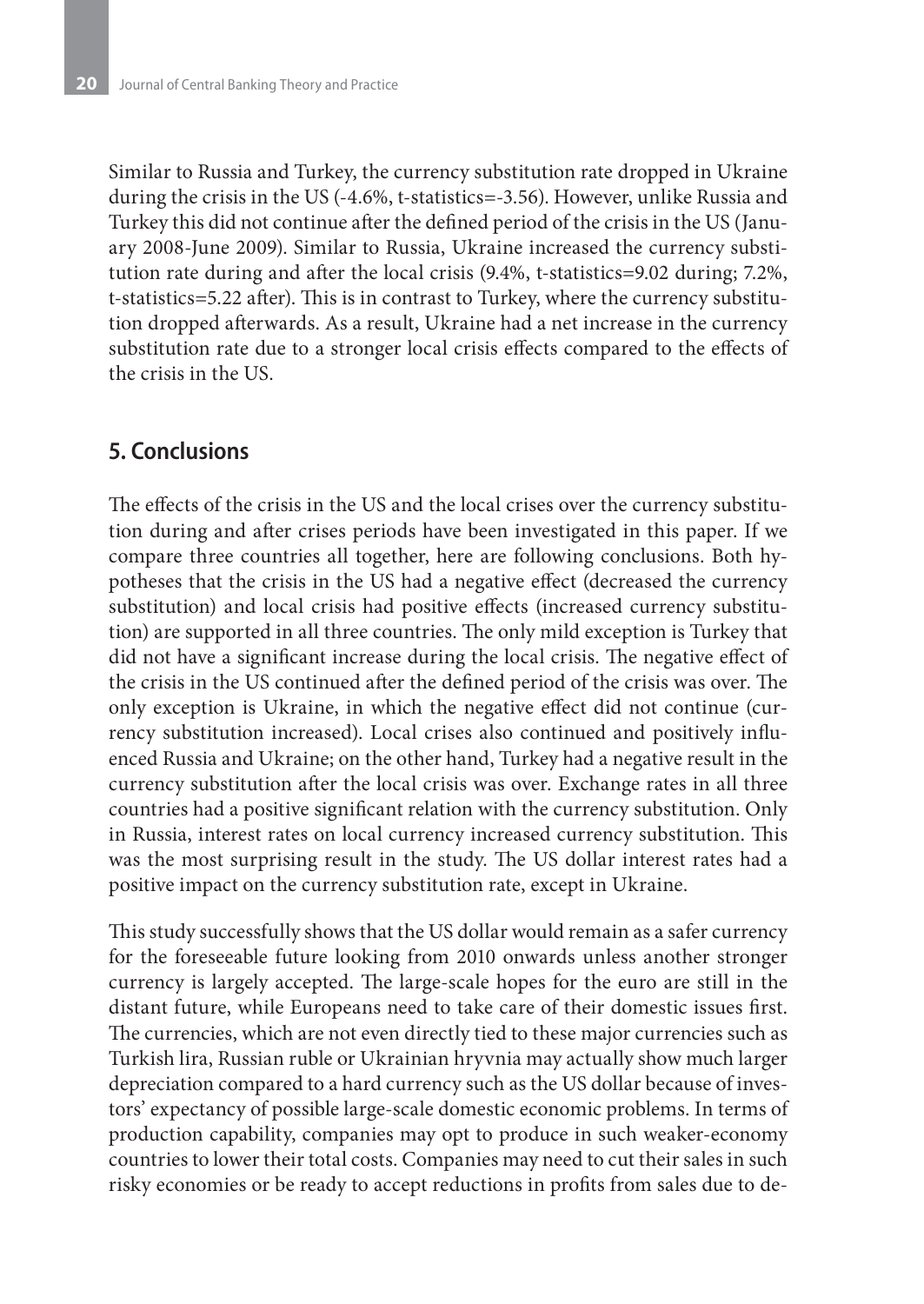Similar to Russia and Turkey, the currency substitution rate dropped in Ukraine during the crisis in the US (-4.6%, t-statistics=-3.56). However, unlike Russia and Turkey this did not continue after the defined period of the crisis in the US (January 2008-June 2009). Similar to Russia, Ukraine increased the currency substitution rate during and after the local crisis (9.4%, t-statistics=9.02 during; 7.2%, t-statistics=5.22 after). This is in contrast to Turkey, where the currency substitution dropped afterwards. As a result, Ukraine had a net increase in the currency substitution rate due to a stronger local crisis effects compared to the effects of the crisis in the US.

## 5. Conclusions

The effects of the crisis in the US and the local crises over the currency substitution during and after crises periods have been investigated in this paper. If we compare three countries all together, here are following conclusions. Both hypotheses that the crisis in the US had a negative effect (decreased the currency substitution) and local crisis had positive effects (increased currency substitution) are supported in all three countries. The only mild exception is Turkey that did not have a significant increase during the local crisis. The negative effect of the crisis in the US continued after the defined period of the crisis was over. The only exception is Ukraine, in which the negative effect did not continue (currency substitution increased). Local crises also continued and positively influenced Russia and Ukraine; on the other hand, Turkey had a negative result in the currency substitution after the local crisis was over. Exchange rates in all three countries had a positive significant relation with the currency substitution. Only in Russia, interest rates on local currency increased currency substitution. This was the most surprising result in the study. The US dollar interest rates had a positive impact on the currency substitution rate, except in Ukraine.

This study successfully shows that the US dollar would remain as a safer currency for the foreseeable future looking from 2010 onwards unless another stronger currency is largely accepted. The large-scale hopes for the euro are still in the distant future, while Europeans need to take care of their domestic issues first. The currencies, which are not even directly tied to these major currencies such as Turkish lira, Russian ruble or Ukrainian hryvnia may actually show much larger depreciation compared to a hard currency such as the US dollar because of investors' expectancy of possible large-scale domestic economic problems. In terms of production capability, companies may opt to produce in such weaker-economy countries to lower their total costs. Companies may need to cut their sales in such risky economies or be ready to accept reductions in profits from sales due to de-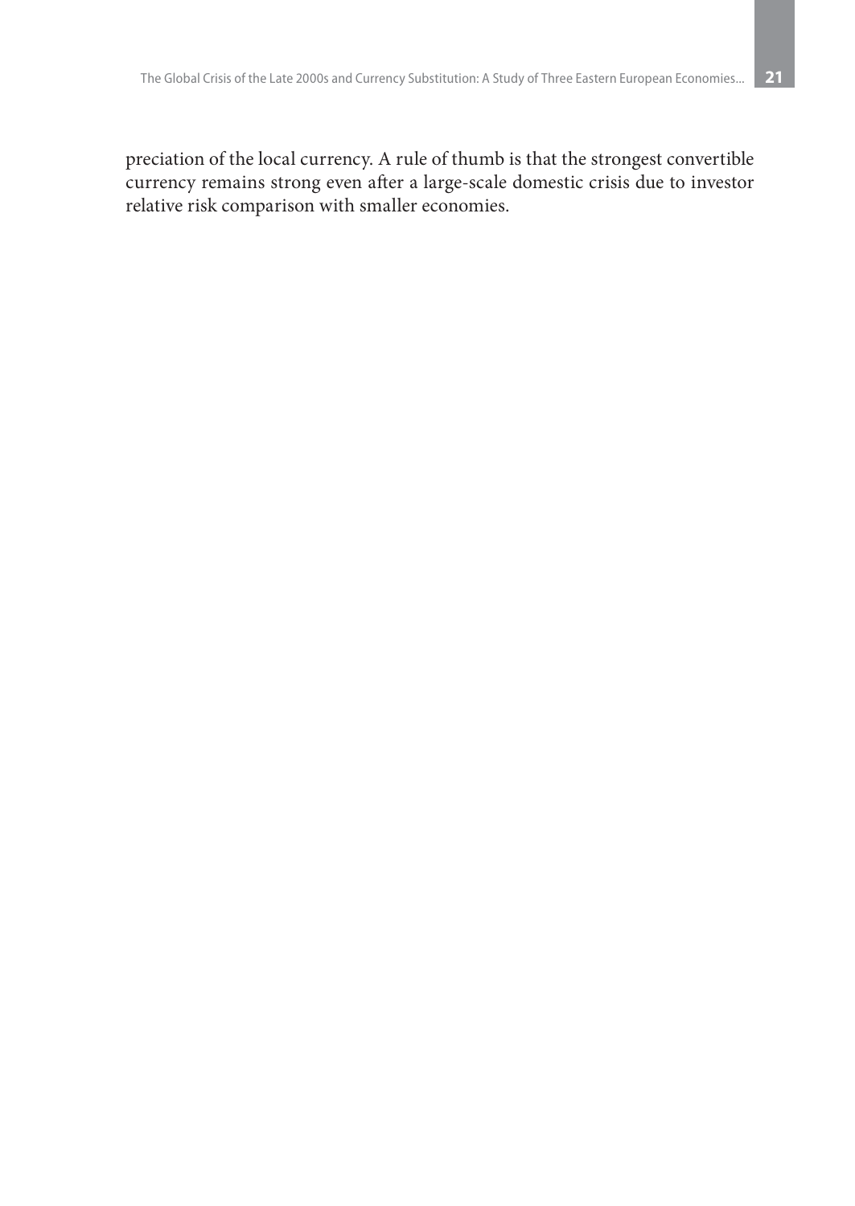preciation of the local currency. A rule of thumb is that the strongest convertible currency remains strong even after a large-scale domestic crisis due to investor relative risk comparison with smaller economies.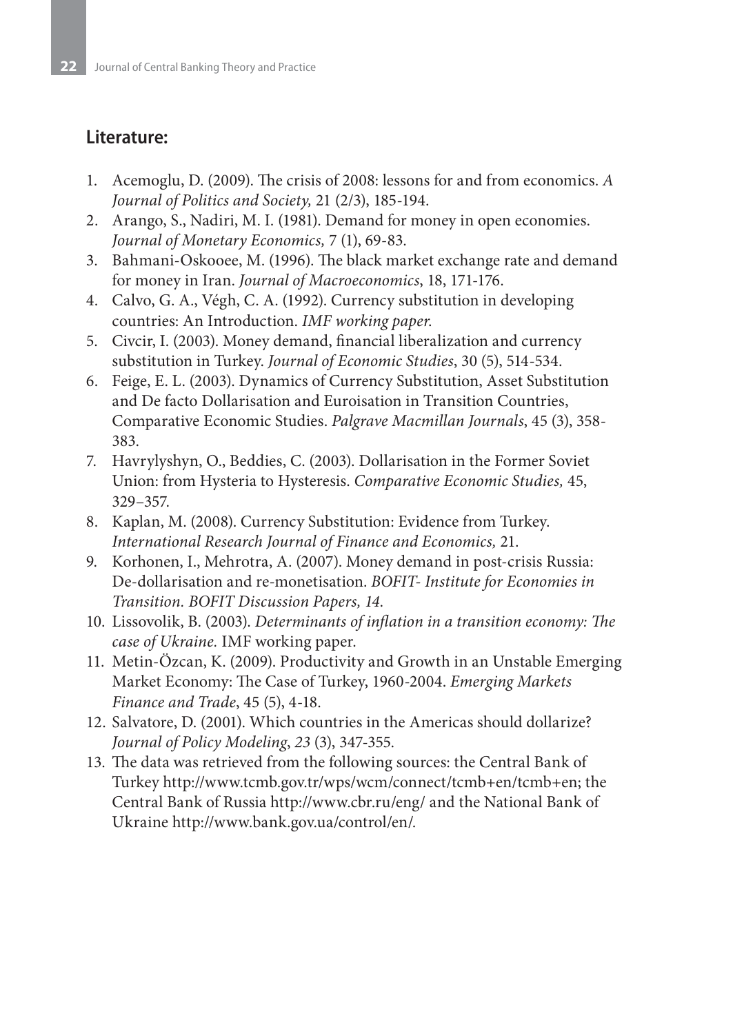## Literature:

1. Acemoglu, D. (2009). The crisis of 2008: lessons for and from economics. *A Journal of Politics and Society,* 21 (2/3), 185-194.
2. Arango, S., Nadiri, M. I. (1981). Demand for money in open economies. *Journal of Monetary Economics,* 7 (1), 69-83.
3. Bahmani-Oskooee, M. (1996). The black market exchange rate and demand for money in Iran. *Journal of Macroeconomics*, 18, 171-176.
4. Calvo, G. A., Végh, C. A. (1992). Currency substitution in developing countries: An Introduction. *IMF working paper.*
5. Civcir, I. (2003). Money demand, financial liberalization and currency substitution in Turkey. *Journal of Economic Studies*, 30 (5), 514-534.
6. Feige, E. L. (2003). Dynamics of Currency Substitution, Asset Substitution and De facto Dollarisation and Euroisation in Transition Countries, Comparative Economic Studies. *Palgrave Macmillan Journals*, 45 (3), 358-383.
7. Havrylyshyn, O., Beddies, C. (2003). Dollarisation in the Former Soviet Union: from Hysteria to Hysteresis. *Comparative Economic Studies,* 45, 329–357.
8. Kaplan, M. (2008). Currency Substitution: Evidence from Turkey. *International Research Journal of Finance and Economics,* 21.
9. Korhonen, I., Mehrotra, A. (2007). Money demand in post-crisis Russia: De-dollarisation and re-monetisation. *BOFIT- Institute for Economies in Transition. BOFIT Discussion Papers, 14.*
10. Lissovolik, B. (2003). *Determinants of inflation in a transition economy: The case of Ukraine.* IMF working paper.
11. Metin-Özcan, K. (2009). Productivity and Growth in an Unstable Emerging Market Economy: The Case of Turkey, 1960-2004. *Emerging Markets Finance and Trade*, 45 (5), 4-18.
12. Salvatore, D. (2001). Which countries in the Americas should dollarize? *Journal of Policy Modeling*, *23* (3), 347-355.
13. The data was retrieved from the following sources: the Central Bank of Turkey http://www.tcmb.gov.tr/wps/wcm/connect/tcmb+en/tcmb+en; the Central Bank of Russia http://www.cbr.ru/eng/ and the National Bank of Ukraine http://www.bank.gov.ua/control/en/.